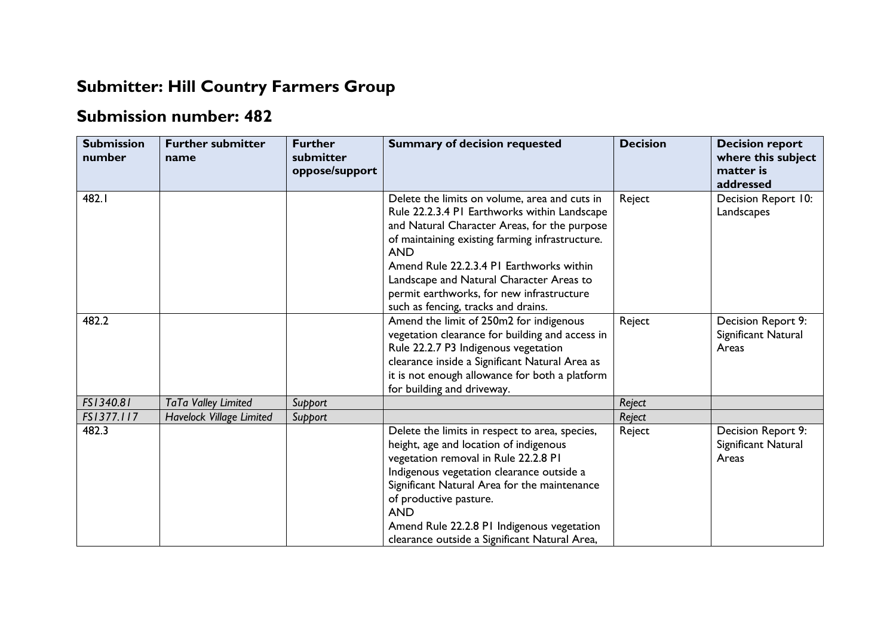# Submitter: Hill Country Farmers Group

## Submission number: 482

| Submission number | Further submitter name | Further submitter oppose/support | Summary of decision requested | Decision | Decision report where this subject matter is addressed |
|---|---|---|---|---|---|
| 482.1 | | | Delete the limits on volume, area and cuts in Rule 22.2.3.4 P1 Earthworks within Landscape and Natural Character Areas, for the purpose of maintaining existing farming infrastructure.<br>AND<br>Amend Rule 22.2.3.4 P1 Earthworks within Landscape and Natural Character Areas to permit earthworks, for new infrastructure such as fencing, tracks and drains. | Reject | Decision Report 10: Landscapes |
| 482.2 | | | Amend the limit of 250m2 for indigenous vegetation clearance for building and access in Rule 22.2.7 P3 Indigenous vegetation clearance inside a Significant Natural Area as it is not enough allowance for both a platform for building and driveway. | Reject | Decision Report 9: Significant Natural Areas |
| *FS1340.81* | *TaTa Valley Limited* | *Support* | | *Reject* | |
| *FS1377.117* | *Havelock Village Limited* | *Support* | | *Reject* | |
| 482.3 | | | Delete the limits in respect to area, species, height, age and location of indigenous vegetation removal in Rule 22.2.8 P1 Indigenous vegetation clearance outside a Significant Natural Area for the maintenance of productive pasture.<br>AND<br>Amend Rule 22.2.8 P1 Indigenous vegetation clearance outside a Significant Natural Area, | Reject | Decision Report 9: Significant Natural Areas |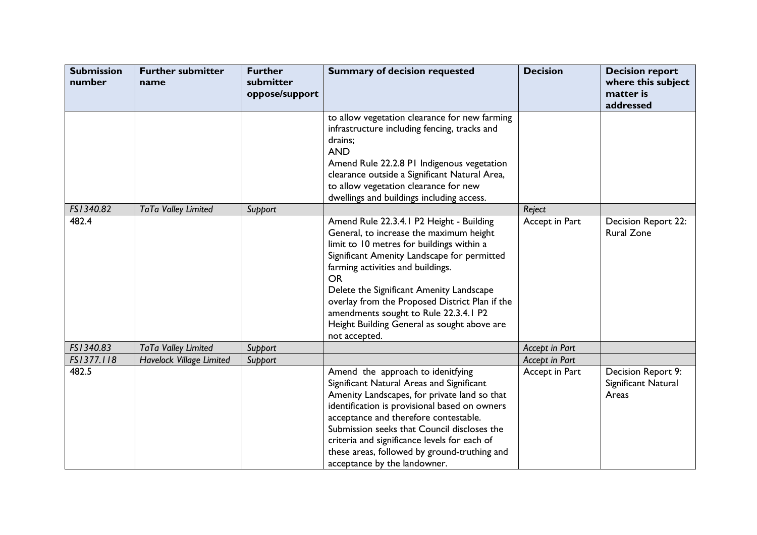| Submission number | Further submitter name | Further submitter oppose/support | Summary of decision requested | Decision | Decision report where this subject matter is addressed |
|---|---|---|---|---|---|
| | | | to allow vegetation clearance for new farming infrastructure including fencing, tracks and drains;<br>AND<br>Amend Rule 22.2.8 P1 Indigenous vegetation clearance outside a Significant Natural Area, to allow vegetation clearance for new dwellings and buildings including access. | | |
| *FS1340.82* | *TaTa Valley Limited* | *Support* | | *Reject* | |
| 482.4 | | | Amend Rule 22.3.4.1 P2 Height - Building General, to increase the maximum height limit to 10 metres for buildings within a Significant Amenity Landscape for permitted farming activities and buildings.<br>OR<br>Delete the Significant Amenity Landscape overlay from the Proposed District Plan if the amendments sought to Rule 22.3.4.1 P2 Height Building General as sought above are not accepted. | Accept in Part | Decision Report 22: Rural Zone |
| *FS1340.83* | *TaTa Valley Limited* | *Support* | | *Accept in Part* | |
| *FS1377.118* | *Havelock Village Limited* | *Support* | | *Accept in Part* | |
| 482.5 | | | Amend the approach to idenitfying Significant Natural Areas and Significant Amenity Landscapes, for private land so that identification is provisional based on owners acceptance and therefore contestable. Submission seeks that Council discloses the criteria and significance levels for each of these areas, followed by ground-truthing and acceptance by the landowner. | Accept in Part | Decision Report 9: Significant Natural Areas |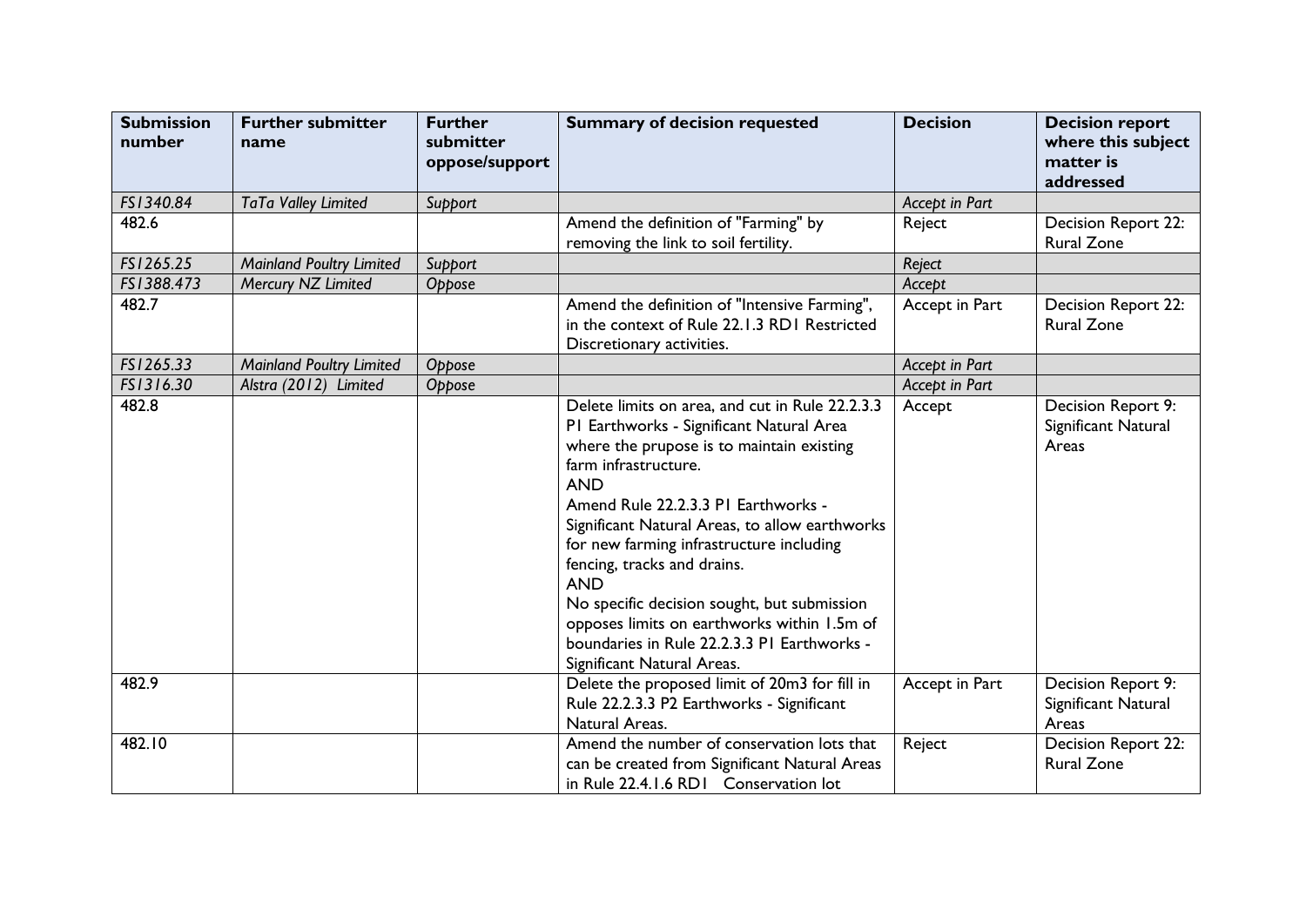| Submission number | Further submitter name | Further submitter oppose/support | Summary of decision requested | Decision | Decision report where this subject matter is addressed |
|---|---|---|---|---|---|
| *FS1340.84* | *TaTa Valley Limited* | *Support* | | *Accept in Part* | |
| 482.6 | | | Amend the definition of "Farming" by removing the link to soil fertility. | Reject | Decision Report 22: Rural Zone |
| *FS1265.25* | *Mainland Poultry Limited* | *Support* | | *Reject* | |
| *FS1388.473* | *Mercury NZ Limited* | *Oppose* | | *Accept* | |
| 482.7 | | | Amend the definition of "Intensive Farming", in the context of Rule 22.1.3 RD1 Restricted Discretionary activities. | Accept in Part | Decision Report 22: Rural Zone |
| *FS1265.33* | *Mainland Poultry Limited* | *Oppose* | | *Accept in Part* | |
| *FS1316.30* | *Alstra (2012) Limited* | *Oppose* | | *Accept in Part* | |
| 482.8 | | | Delete limits on area, and cut in Rule 22.2.3.3 P1 Earthworks - Significant Natural Area where the prupose is to maintain existing farm infrastructure.<br>AND<br>Amend Rule 22.2.3.3 P1 Earthworks - Significant Natural Areas, to allow earthworks for new farming infrastructure including fencing, tracks and drains.<br>AND<br>No specific decision sought, but submission opposes limits on earthworks within 1.5m of boundaries in Rule 22.2.3.3 P1 Earthworks - Significant Natural Areas. | Accept | Decision Report 9: Significant Natural Areas |
| 482.9 | | | Delete the proposed limit of 20m3 for fill in Rule 22.2.3.3 P2 Earthworks - Significant Natural Areas. | Accept in Part | Decision Report 9: Significant Natural Areas |
| 482.10 | | | Amend the number of conservation lots that can be created from Significant Natural Areas in Rule 22.4.1.6 RD1 Conservation lot | Reject | Decision Report 22: Rural Zone |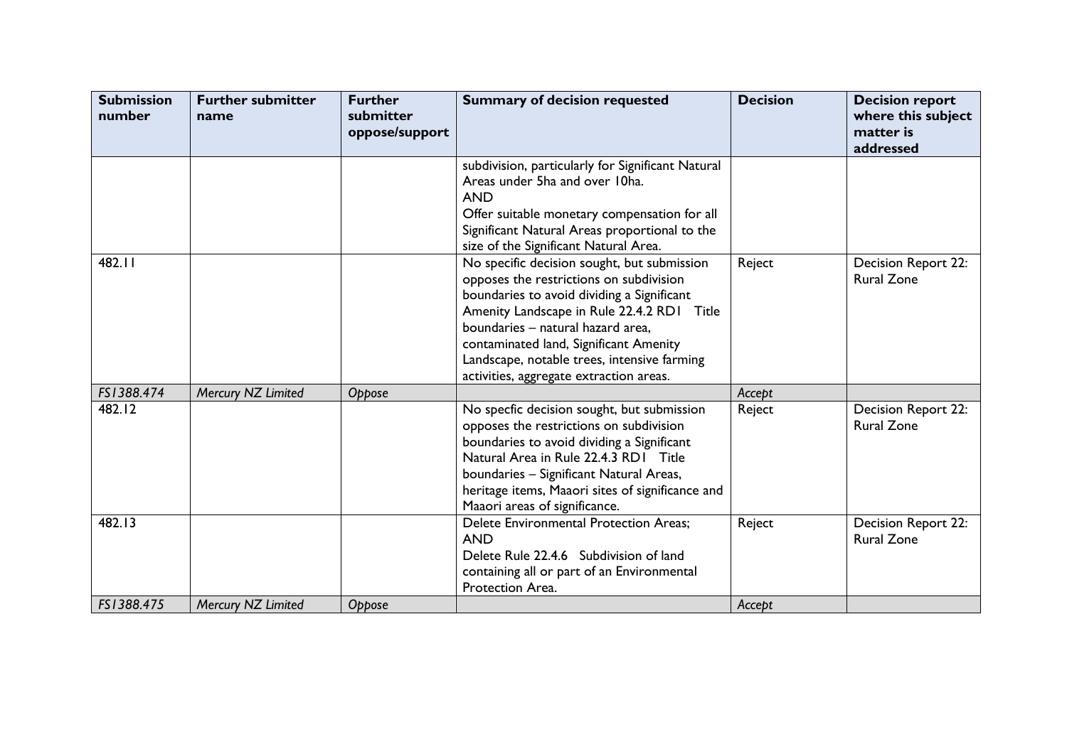| Submission number | Further submitter name | Further submitter oppose/support | Summary of decision requested | Decision | Decision report where this subject matter is addressed |
|---|---|---|---|---|---|
| | | | subdivision, particularly for Significant Natural Areas under 5ha and over 10ha. AND Offer suitable monetary compensation for all Significant Natural Areas proportional to the size of the Significant Natural Area. | | |
| 482.11 | | | No specific decision sought, but submission opposes the restrictions on subdivision boundaries to avoid dividing a Significant Amenity Landscape in Rule 22.4.2 RD1 Title boundaries – natural hazard area, contaminated land, Significant Amenity Landscape, notable trees, intensive farming activities, aggregate extraction areas. | Reject | Decision Report 22: Rural Zone |
| *FS1388.474* | *Mercury NZ Limited* | *Oppose* | | *Accept* | |
| 482.12 | | | No specfic decision sought, but submission opposes the restrictions on subdivision boundaries to avoid dividing a Significant Natural Area in Rule 22.4.3 RD1 Title boundaries – Significant Natural Areas, heritage items, Maaori sites of significance and Maaori areas of significance. | Reject | Decision Report 22: Rural Zone |
| 482.13 | | | Delete Environmental Protection Areas; AND Delete Rule 22.4.6 Subdivision of land containing all or part of an Environmental Protection Area. | Reject | Decision Report 22: Rural Zone |
| *FS1388.475* | *Mercury NZ Limited* | *Oppose* | | *Accept* | |